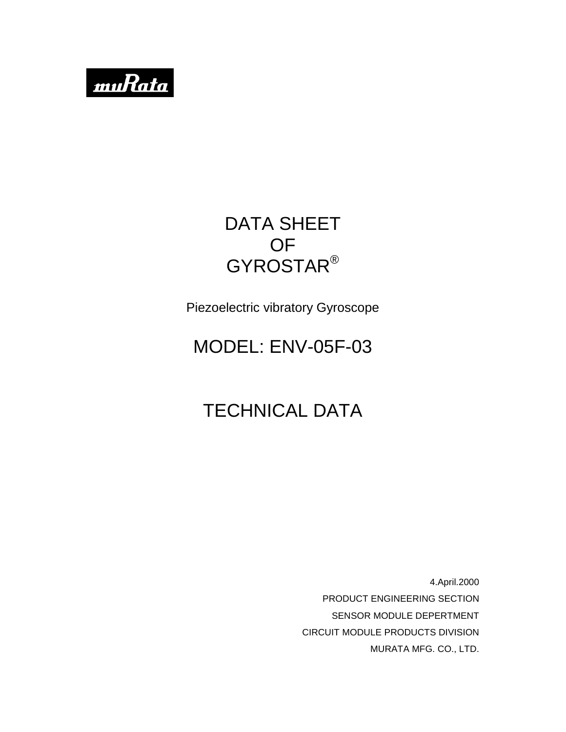muRata

# DATA SHEET
# OF
# GYROSTAR®

Piezoelectric vibratory Gyroscope

## MODEL: ENV-05F-03

## TECHNICAL DATA

4.April.2000

PRODUCT ENGINEERING SECTION

SENSOR MODULE DEPERTMENT

CIRCUIT MODULE PRODUCTS DIVISION

MURATA MFG. CO., LTD.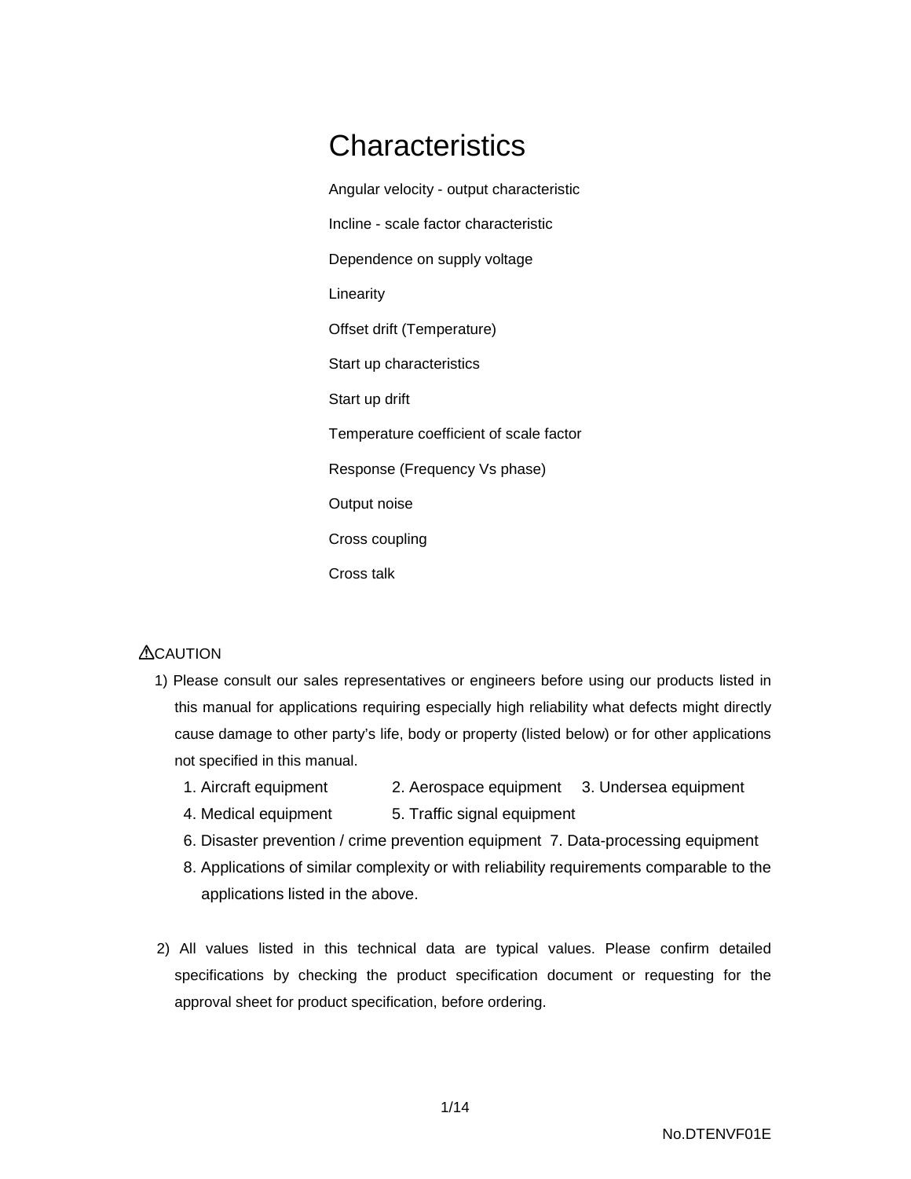# Characteristics

Angular velocity - output characteristic

Incline - scale factor characteristic

Dependence on supply voltage

Linearity

Offset drift (Temperature)

Start up characteristics

Start up drift

Temperature coefficient of scale factor

Response (Frequency Vs phase)

Output noise

Cross coupling

Cross talk

⚠CAUTION

1) Please consult our sales representatives or engineers before using our products listed in this manual for applications requiring especially high reliability what defects might directly cause damage to other party's life, body or property (listed below) or for other applications not specified in this manual.

   1. Aircraft equipment 2. Aerospace equipment 3. Undersea equipment
   4. Medical equipment 5. Traffic signal equipment
   6. Disaster prevention / crime prevention equipment 7. Data-processing equipment
   8. Applications of similar complexity or with reliability requirements comparable to the applications listed in the above.

2) All values listed in this technical data are typical values. Please confirm detailed specifications by checking the product specification document or requesting for the approval sheet for product specification, before ordering.

No.DTENVF01E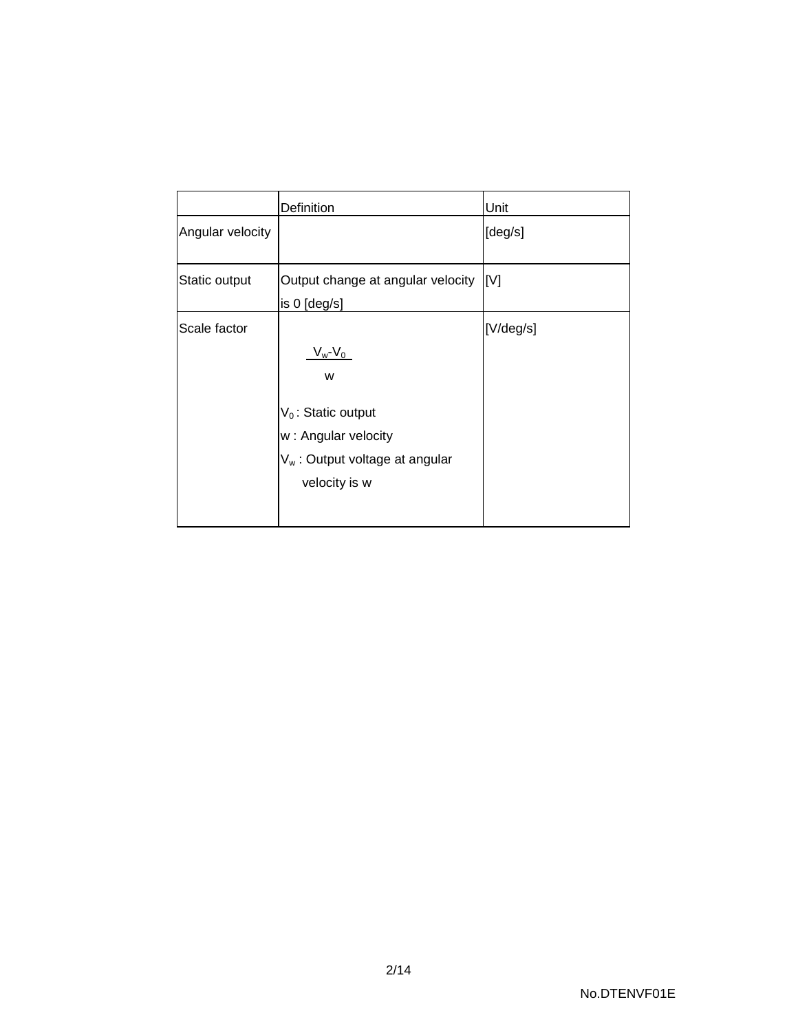| | Definition | Unit |
|---|---|---|
| Angular velocity | | [deg/s] |
| Static output | Output change at angular velocity is 0 [deg/s] | [V] |
| Scale factor | $\frac{V_w - V_0}{w}$<br><br>$V_0$ : Static output<br>w : Angular velocity<br>$V_w$ : Output voltage at angular velocity is w | [V/deg/s] |

No.DTENVF01E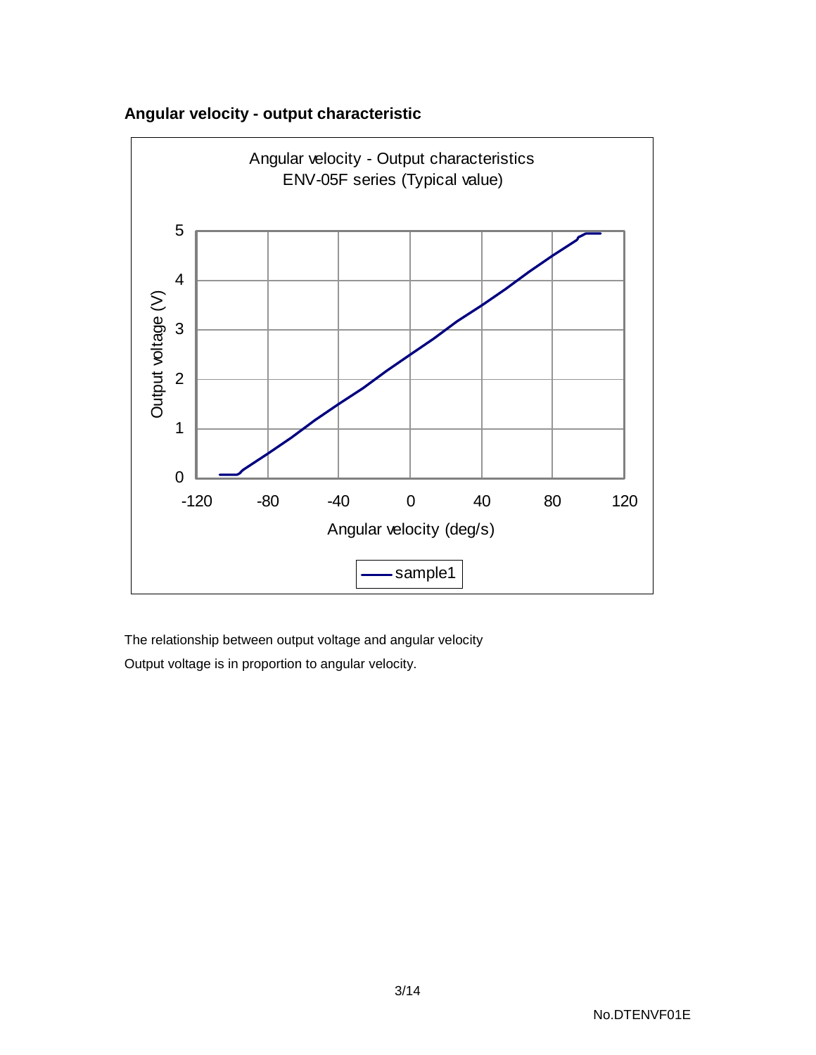**Angular velocity - output characteristic**

Angular velocity - Output characteristics
ENV-05F series (Typical value)

Output voltage (V)

Angular velocity (deg/s)

sample1

The relationship between output voltage and angular velocity

Output voltage is in proportion to angular velocity.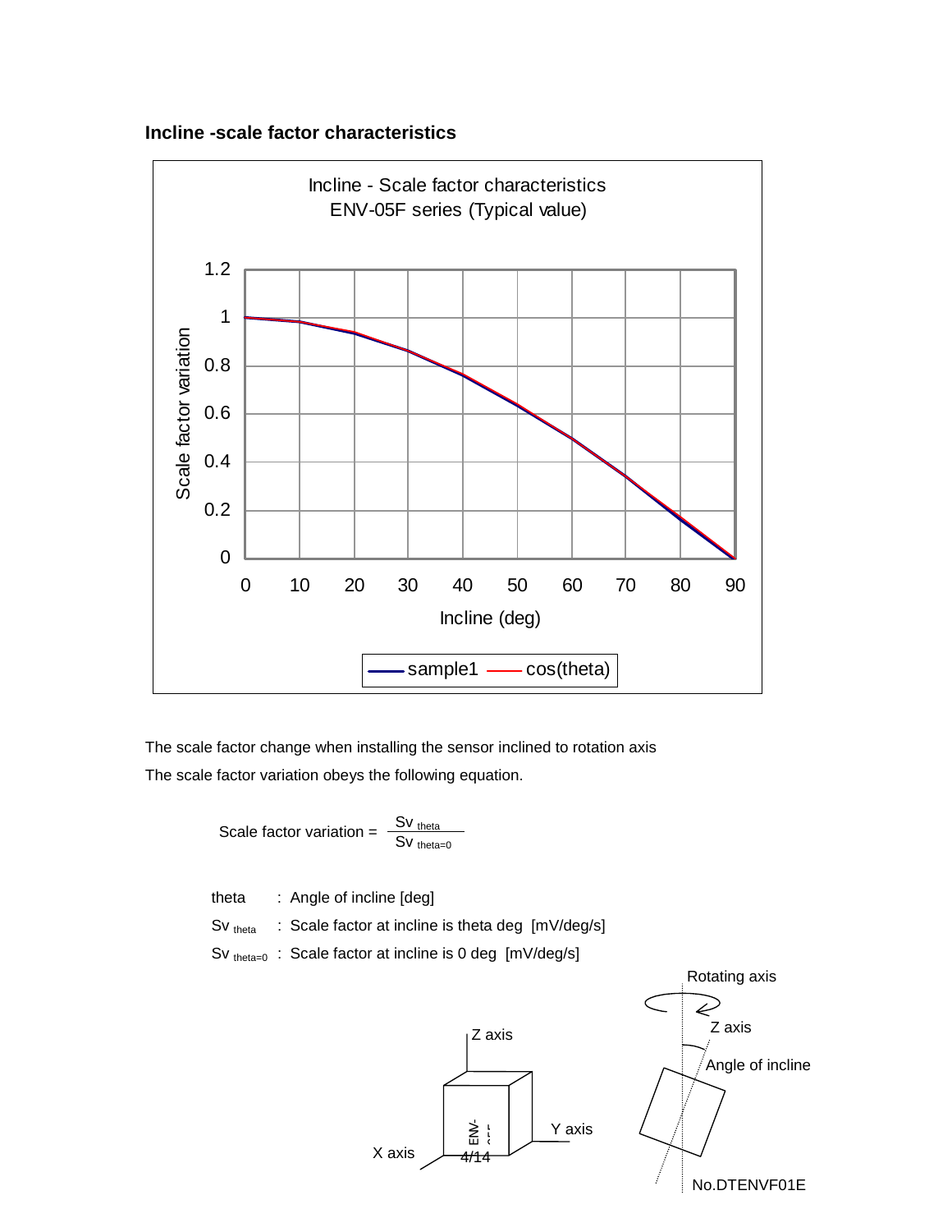## Incline -scale factor characteristics

Incline - Scale factor characteristics
ENV-05F series (Typical value)

The scale factor change when installing the sensor inclined to rotation axis

The scale factor variation obeys the following equation.

$$\text{Scale factor variation} = \frac{Sv_{theta}}{Sv_{theta=0}}$$

theta : Angle of incline [deg]

$Sv_{theta}$ : Scale factor at incline is theta deg [mV/deg/s]

$Sv_{theta=0}$ : Scale factor at incline is 0 deg [mV/deg/s]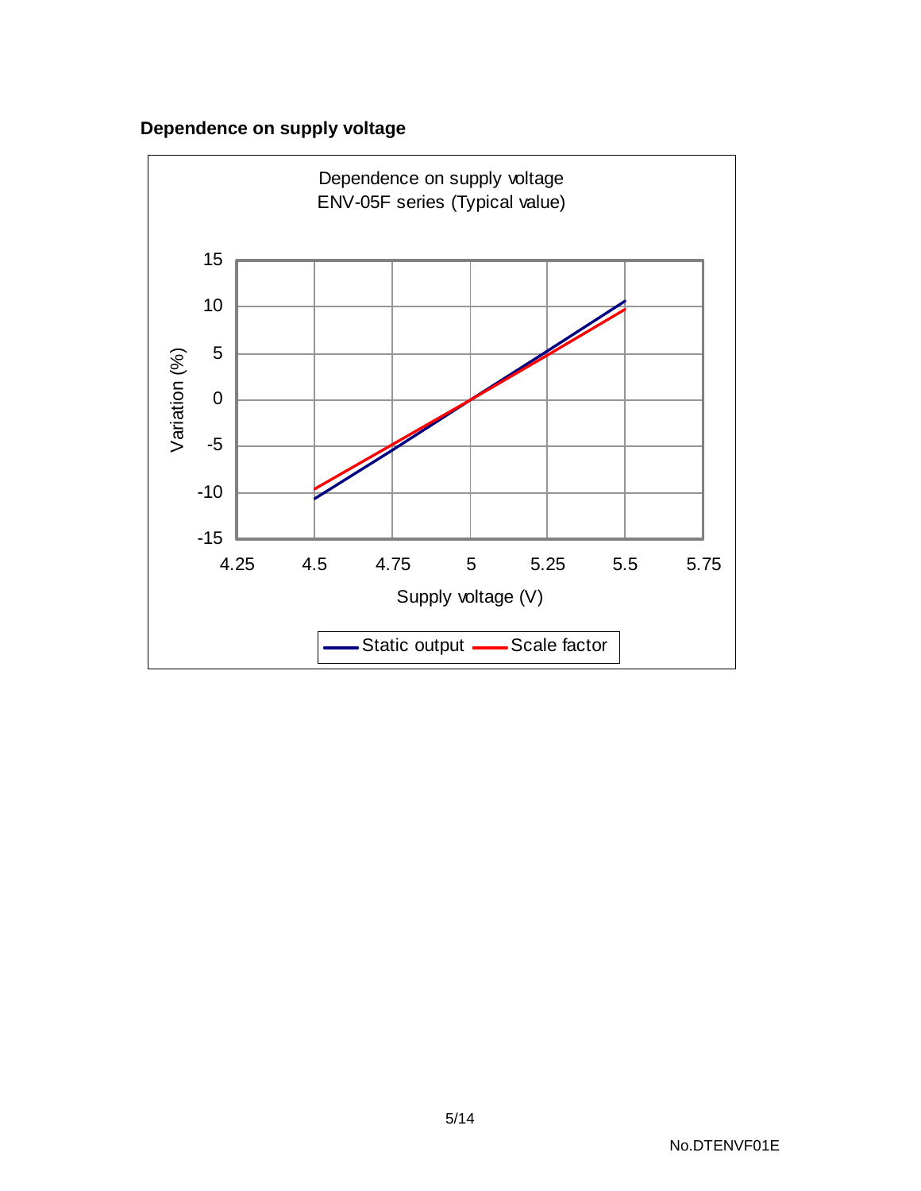**Dependence on supply voltage**

Dependence on supply voltage
ENV-05F series (Typical value)

Variation (%)

Supply voltage (V)

Static output
Scale factor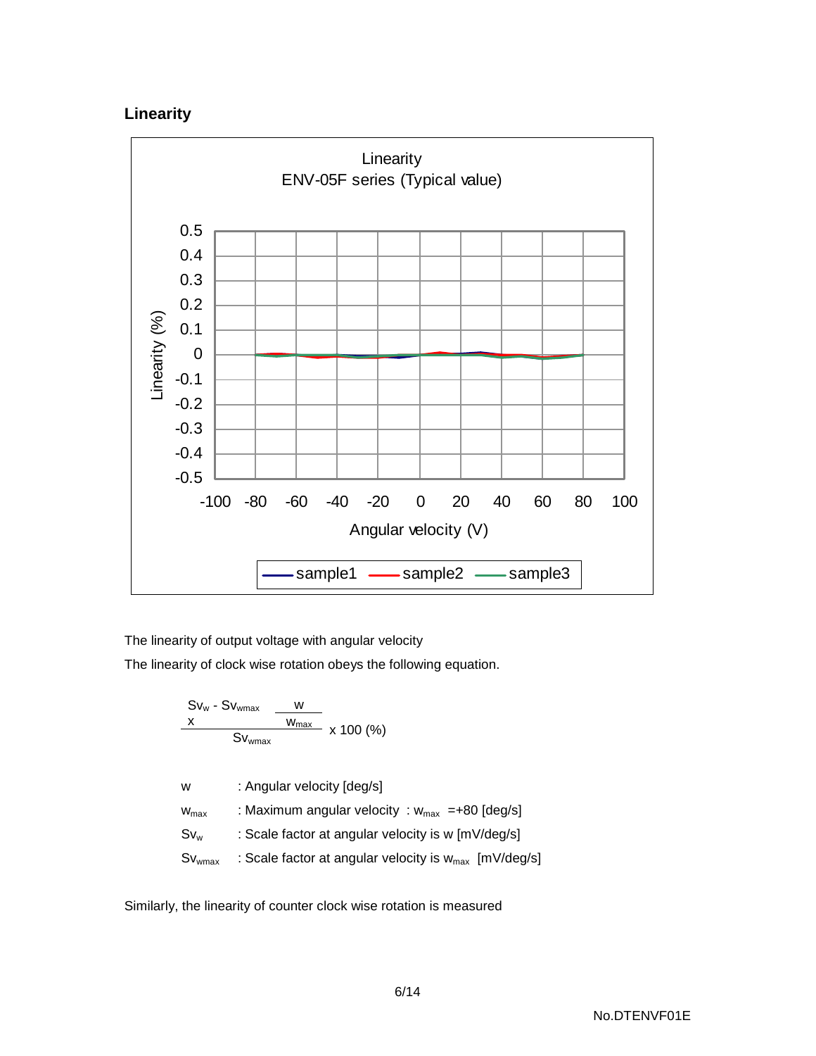## Linearity

The linearity of output voltage with angular velocity

The linearity of clock wise rotation obeys the following equation.

$$\frac{Sv_w - Sv_{wmax} \times \dfrac{w}{w_{max}}}{Sv_{wmax}} \times 100\ (\%)$$

| | |
|---|---|
| $w$ | : Angular velocity [deg/s] |
| $w_{max}$ | : Maximum angular velocity : $w_{max}$ =+80 [deg/s] |
| $Sv_w$ | : Scale factor at angular velocity is w [mV/deg/s] |
| $Sv_{wmax}$ | : Scale factor at angular velocity is $w_{max}$ [mV/deg/s] |

Similarly, the linearity of counter clock wise rotation is measured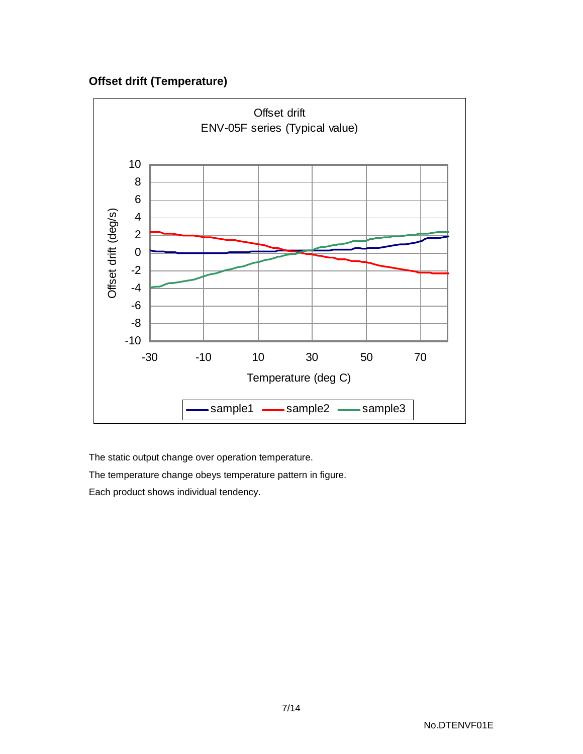**Offset drift (Temperature)**

The static output change over operation temperature.

The temperature change obeys temperature pattern in figure.

Each product shows individual tendency.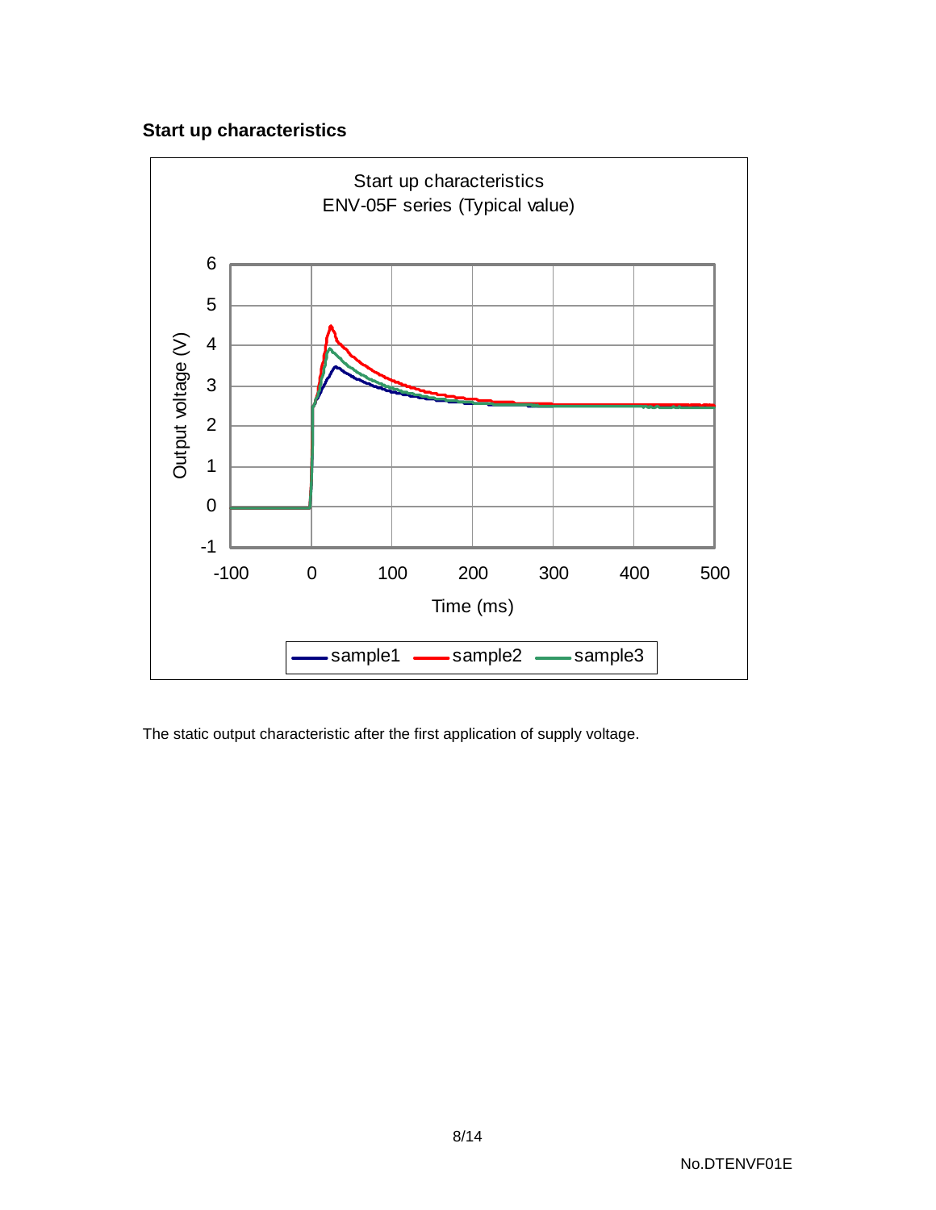### Start up characteristics

Start up characteristics
ENV-05F series (Typical value)

The static output characteristic after the first application of supply voltage.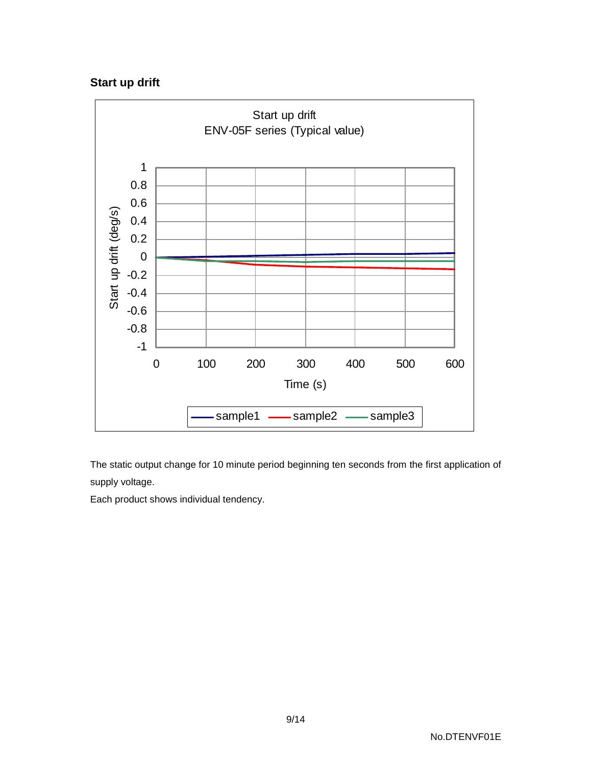## Start up drift

The static output change for 10 minute period beginning ten seconds from the first application of supply voltage.

Each product shows individual tendency.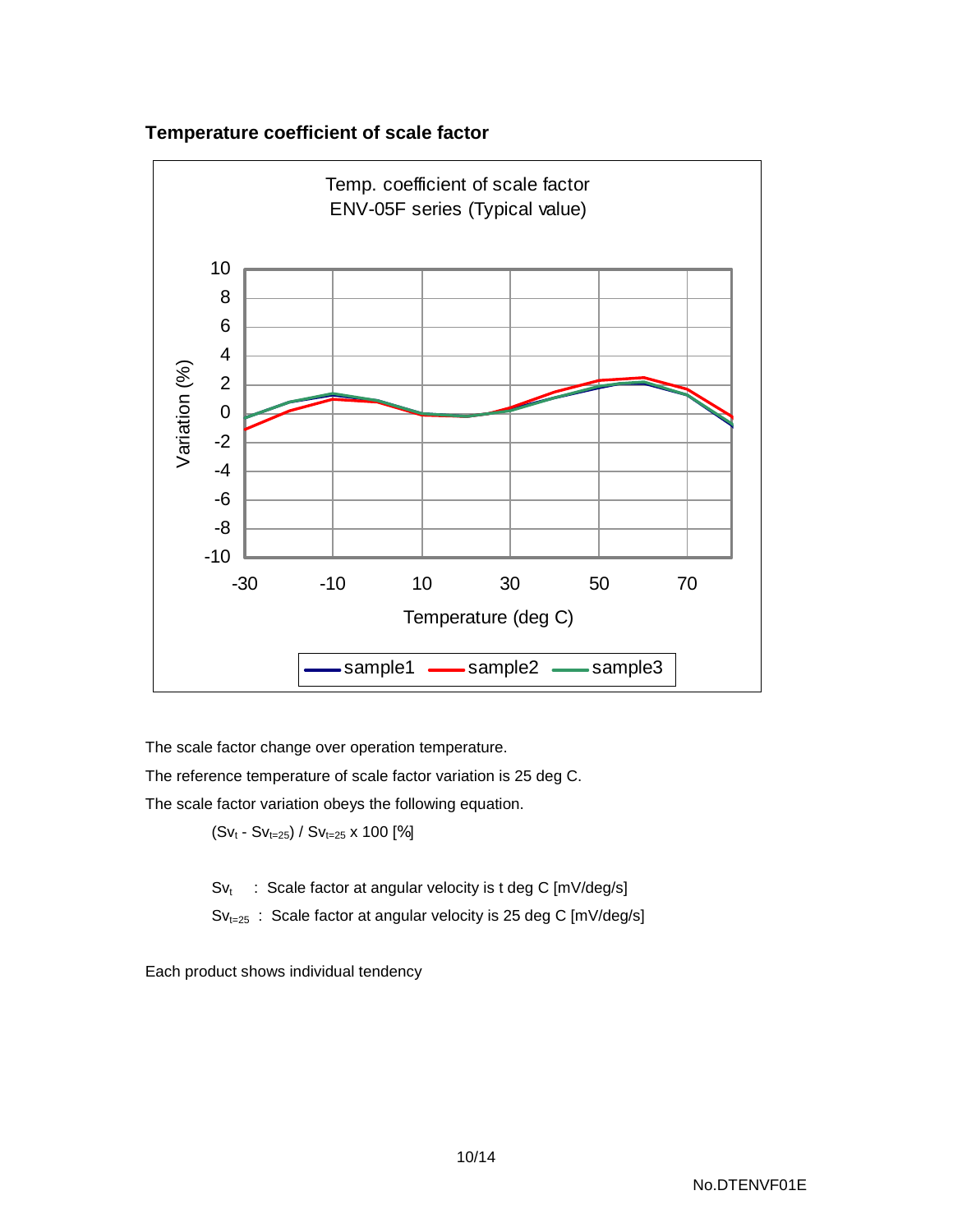## Temperature coefficient of scale factor

The scale factor change over operation temperature.

The reference temperature of scale factor variation is 25 deg C.

The scale factor variation obeys the following equation.

$$(Sv_t - Sv_{t=25}) / Sv_{t=25} \times 100 \ [\%]$$

$Sv_t$ : Scale factor at angular velocity is t deg C [mV/deg/s]

$Sv_{t=25}$ : Scale factor at angular velocity is 25 deg C [mV/deg/s]

Each product shows individual tendency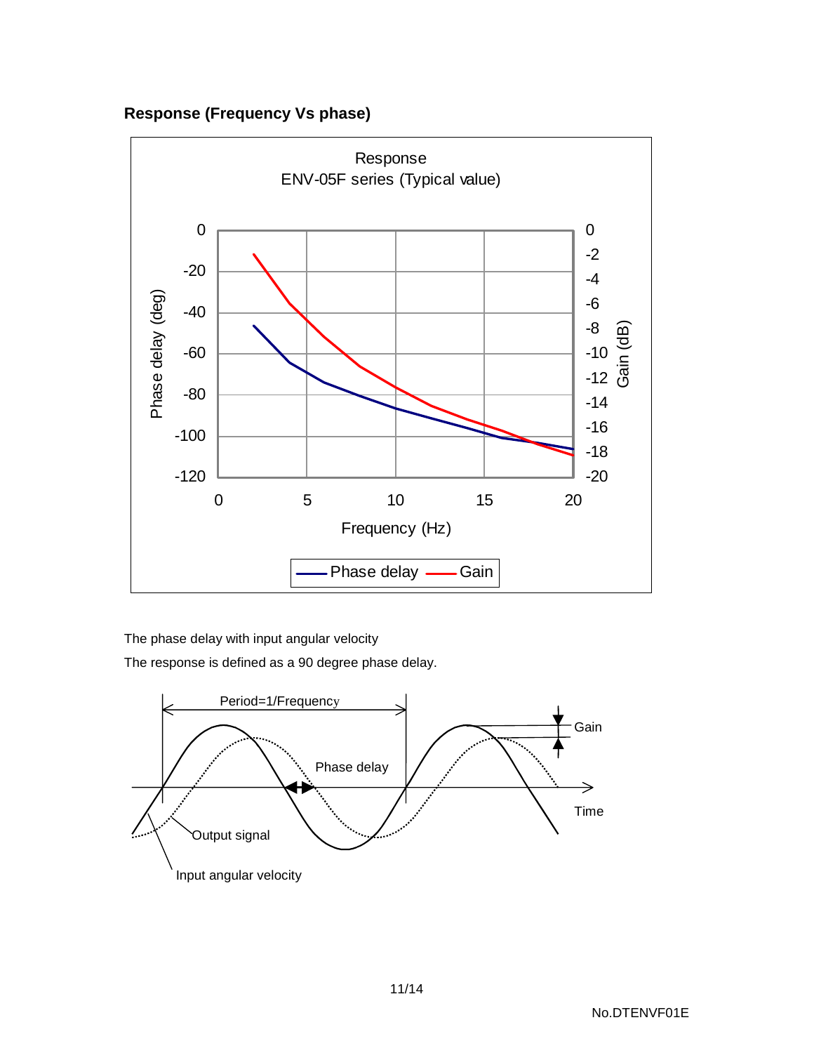**Response (Frequency Vs phase)**

The phase delay with input angular velocity

The response is defined as a 90 degree phase delay.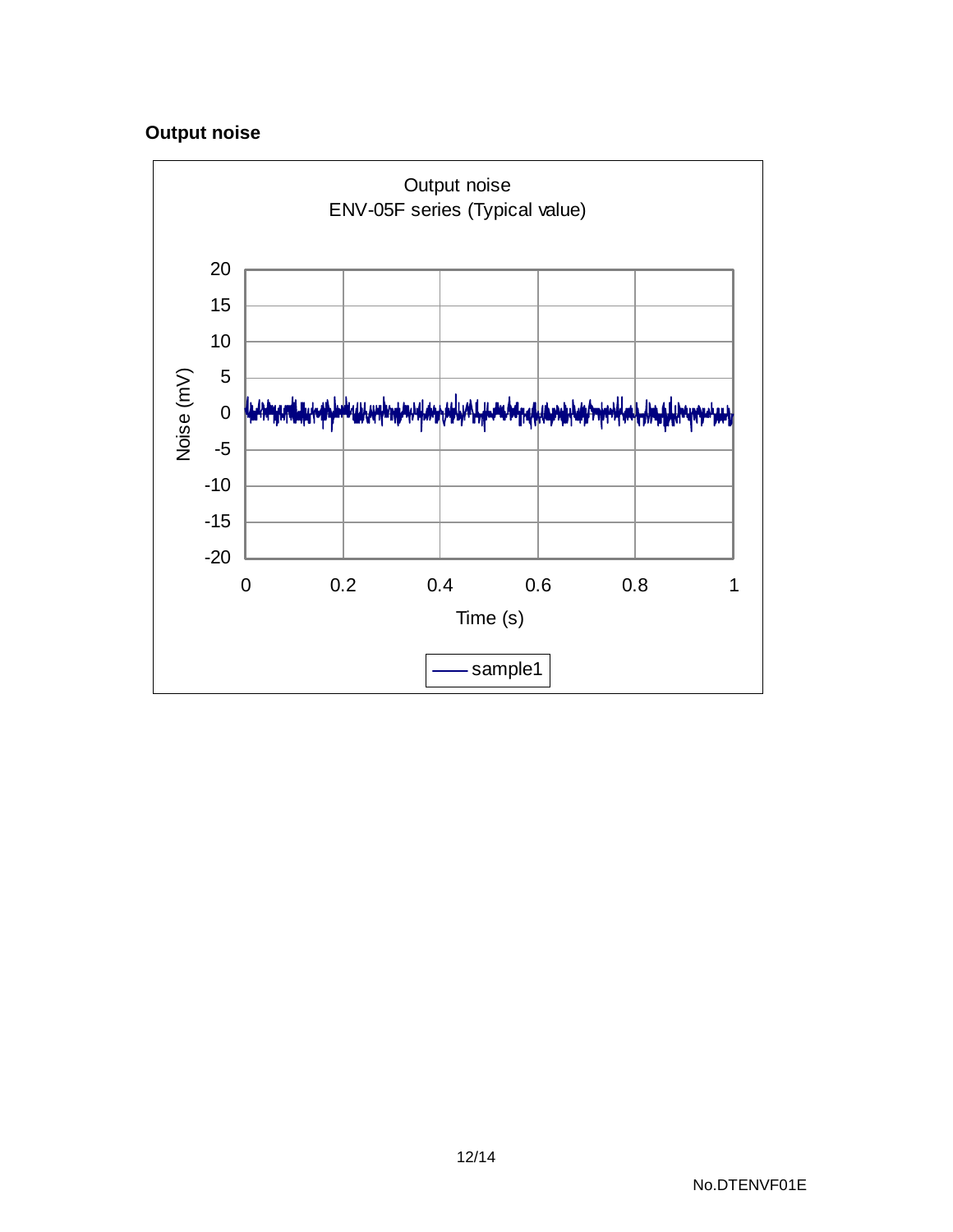**Output noise**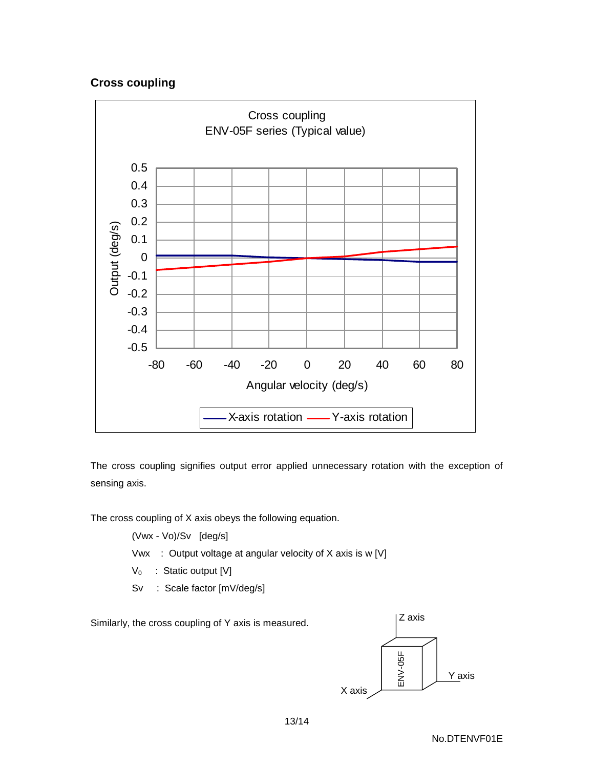## Cross coupling

The cross coupling signifies output error applied unnecessary rotation with the exception of sensing axis.

The cross coupling of X axis obeys the following equation.

$(Vwx - Vo)/Sv$ [deg/s]

Vwx : Output voltage at angular velocity of X axis is w [V]

$V_0$ : Static output [V]

Sv : Scale factor [mV/deg/s]

Similarly, the cross coupling of Y axis is measured.

No.DTENVF01E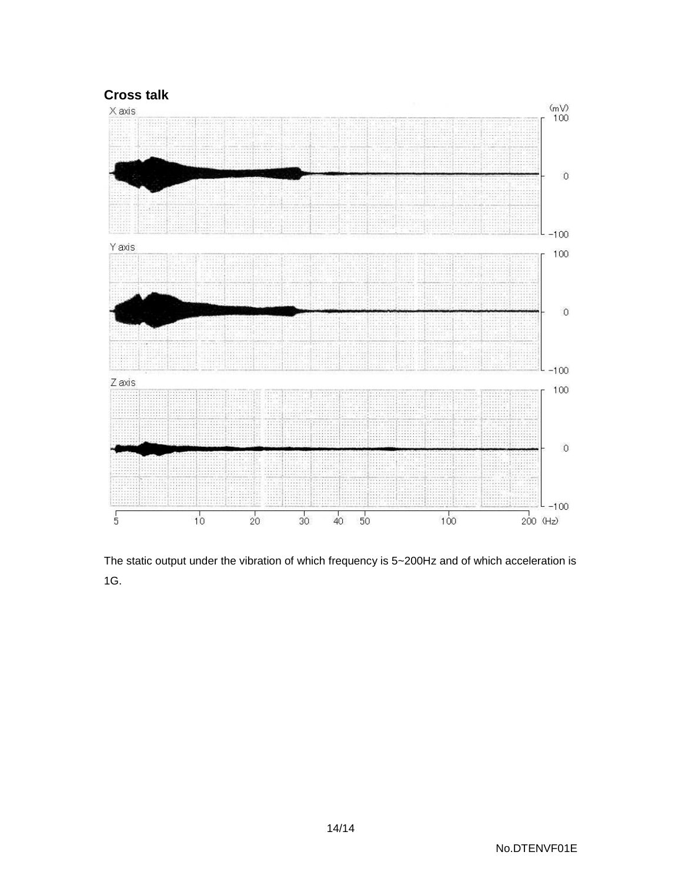## Cross talk

X axis

(mV)

100

0

−100

Y axis

100

0

−100

Z axis

100

0

−100

5 10 20 30 40 50 100 200 (Hz)

The static output under the vibration of which frequency is 5~200Hz and of which acceleration is 1G.

No.DTENVF01E